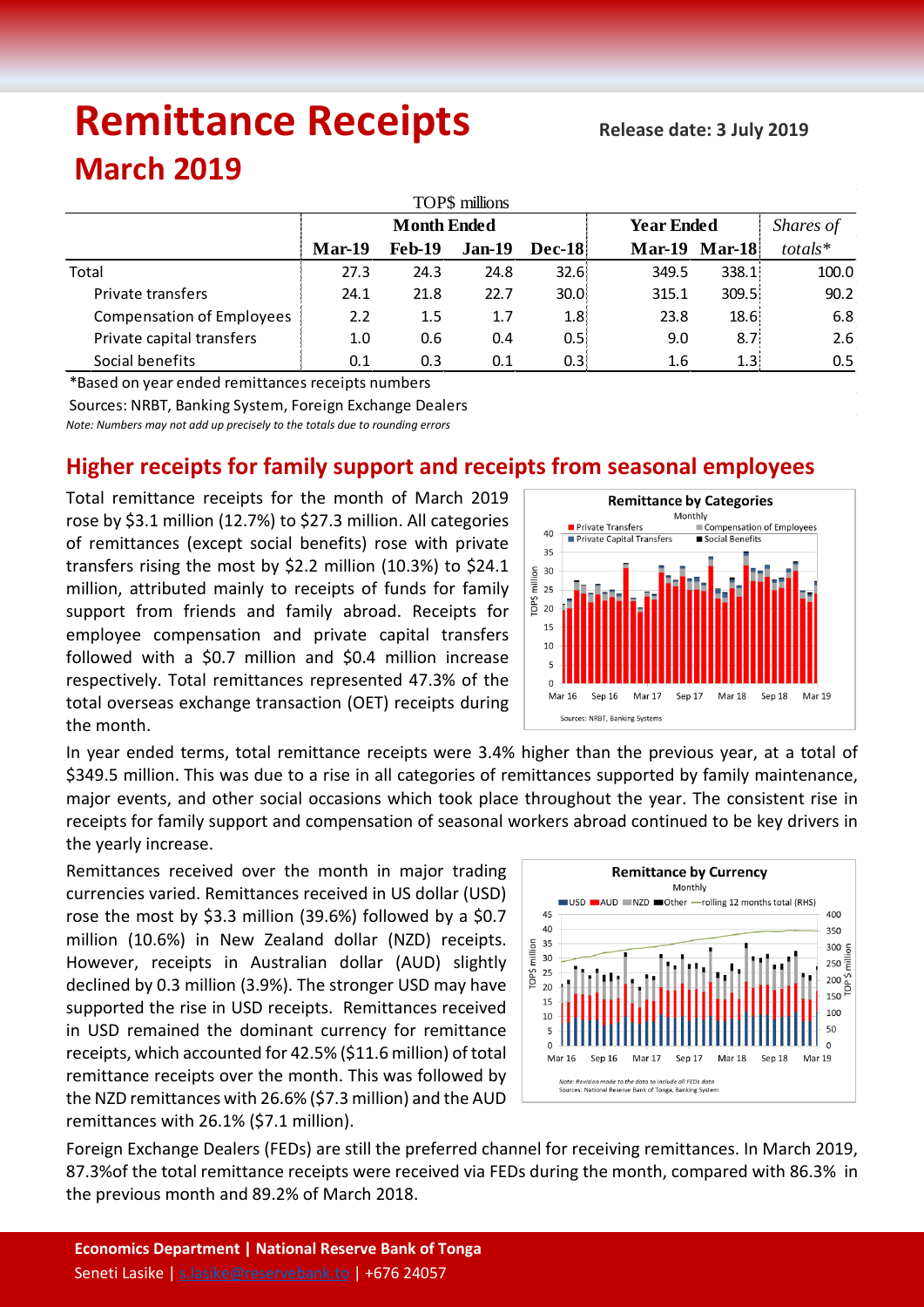# Remittance Receipts

**Release date: 3 July 2019**

## March 2019

TOP$ millions

| | Month Ended | | | | Year Ended | | *Shares of* |
|---|---|---|---|---|---|---|---|
| | **Mar-19** | **Feb-19** | **Jan-19** | **Dec-18** | **Mar-19** | **Mar-18** | *totals\** |
| Total | 27.3 | 24.3 | 24.8 | 32.6 | 349.5 | 338.1 | 100.0 |
| Private transfers | 24.1 | 21.8 | 22.7 | 30.0 | 315.1 | 309.5 | 90.2 |
| Compensation of Employees | 2.2 | 1.5 | 1.7 | 1.8 | 23.8 | 18.6 | 6.8 |
| Private capital transfers | 1.0 | 0.6 | 0.4 | 0.5 | 9.0 | 8.7 | 2.6 |
| Social benefits | 0.1 | 0.3 | 0.1 | 0.3 | 1.6 | 1.3 | 0.5 |

*Based on year ended remittances receipts numbers

Sources: NRBT, Banking System, Foreign Exchange Dealers

*Note: Numbers may not add up precisely to the totals due to rounding errors*

## Higher receipts for family support and receipts from seasonal employees

Total remittance receipts for the month of March 2019 rose by $3.1 million (12.7%) to $27.3 million. All categories of remittances (except social benefits) rose with private transfers rising the most by $2.2 million (10.3%) to $24.1 million, attributed mainly to receipts of funds for family support from friends and family abroad. Receipts for employee compensation and private capital transfers followed with a $0.7 million and $0.4 million increase respectively. Total remittances represented 47.3% of the total overseas exchange transaction (OET) receipts during the month.

In year ended terms, total remittance receipts were 3.4% higher than the previous year, at a total of $349.5 million. This was due to a rise in all categories of remittances supported by family maintenance, major events, and other social occasions which took place throughout the year. The consistent rise in receipts for family support and compensation of seasonal workers abroad continued to be key drivers in the yearly increase.

Remittances received over the month in major trading currencies varied. Remittances received in US dollar (USD) rose the most by $3.3 million (39.6%) followed by a $0.7 million (10.6%) in New Zealand dollar (NZD) receipts. However, receipts in Australian dollar (AUD) slightly declined by 0.3 million (3.9%). The stronger USD may have supported the rise in USD receipts. Remittances received in USD remained the dominant currency for remittance receipts, which accounted for 42.5% ($11.6 million) of total remittance receipts over the month. This was followed by the NZD remittances with 26.6% ($7.3 million) and the AUD remittances with 26.1% ($7.1 million).

Foreign Exchange Dealers (FEDs) are still the preferred channel for receiving remittances. In March 2019, 87.3%of the total remittance receipts were received via FEDs during the month, compared with 86.3% in the previous month and 89.2% of March 2018.

**Economics Department | National Reserve Bank of Tonga**
Seneti Lasike | s.lasike@reservebank.to | +676 24057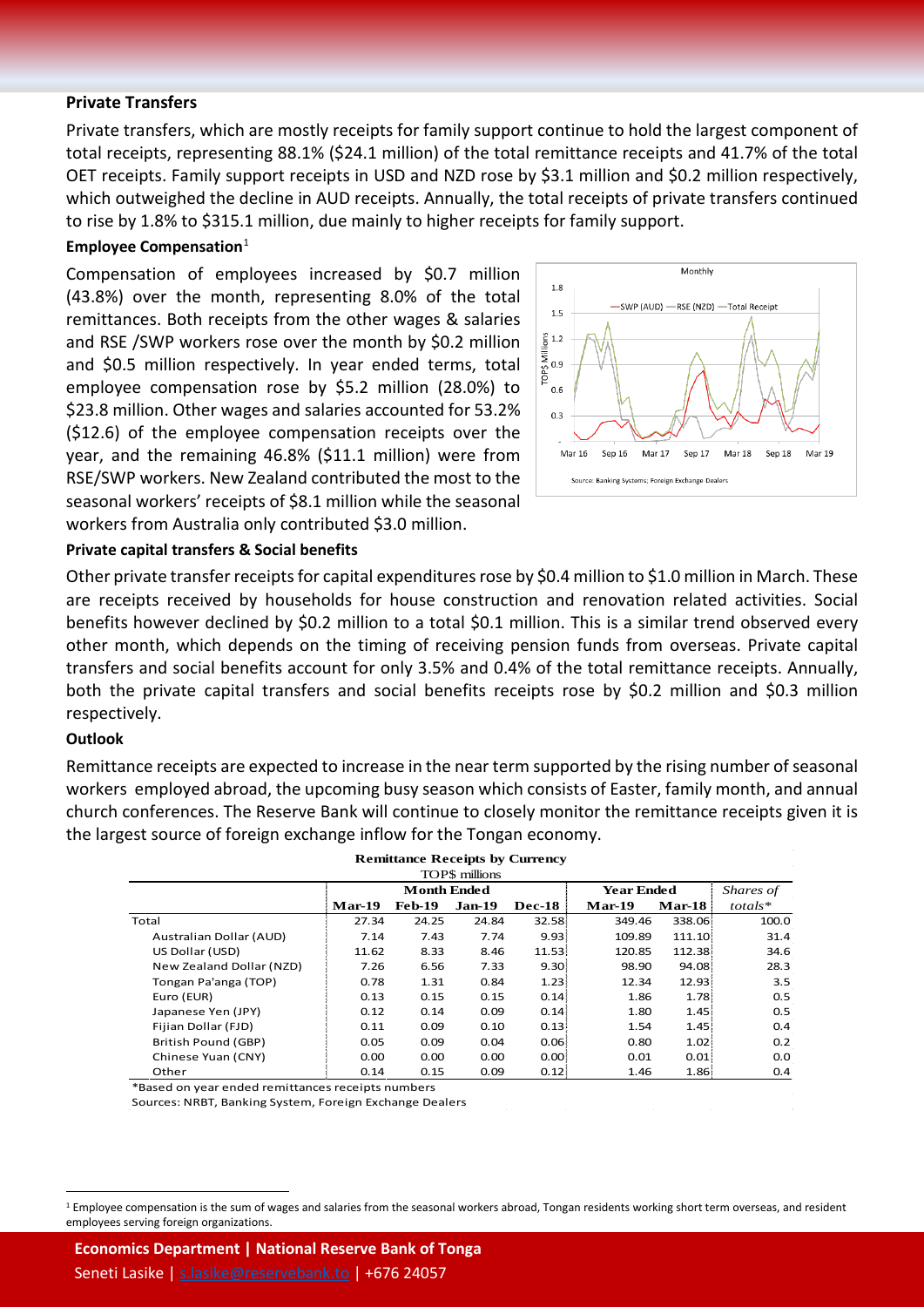**Private Transfers**

Private transfers, which are mostly receipts for family support continue to hold the largest component of total receipts, representing 88.1% ($24.1 million) of the total remittance receipts and 41.7% of the total OET receipts. Family support receipts in USD and NZD rose by $3.1 million and $0.2 million respectively, which outweighed the decline in AUD receipts. Annually, the total receipts of private transfers continued to rise by 1.8% to $315.1 million, due mainly to higher receipts for family support.

**Employee Compensation**[1]

Compensation of employees increased by $0.7 million (43.8%) over the month, representing 8.0% of the total remittances. Both receipts from the other wages & salaries and RSE /SWP workers rose over the month by $0.2 million and $0.5 million respectively. In year ended terms, total employee compensation rose by $5.2 million (28.0%) to $23.8 million. Other wages and salaries accounted for 53.2% ($12.6) of the employee compensation receipts over the year, and the remaining 46.8% ($11.1 million) were from RSE/SWP workers. New Zealand contributed the most to the seasonal workers' receipts of $8.1 million while the seasonal workers from Australia only contributed $3.0 million.

Monthly

SWP (AUD) RSE (NZD) Total Receipt

TOP$ Millions

1.8
1.5
1.2
0.9
0.6
0.3
-

Mar 16 Sep 16 Mar 17 Sep 17 Mar 18 Sep 18 Mar 19

Source: Banking Systems; Foreign Exchange Dealers

**Private capital transfers & Social benefits**

Other private transfer receipts for capital expenditures rose by $0.4 million to $1.0 million in March. These are receipts received by households for house construction and renovation related activities. Social benefits however declined by $0.2 million to a total $0.1 million. This is a similar trend observed every other month, which depends on the timing of receiving pension funds from overseas. Private capital transfers and social benefits account for only 3.5% and 0.4% of the total remittance receipts. Annually, both the private capital transfers and social benefits receipts rose by $0.2 million and $0.3 million respectively.

**Outlook**

Remittance receipts are expected to increase in the near term supported by the rising number of seasonal workers employed abroad, the upcoming busy season which consists of Easter, family month, and annual church conferences. The Reserve Bank will continue to closely monitor the remittance receipts given it is the largest source of foreign exchange inflow for the Tongan economy.

**Remittance Receipts by Currency**

TOP$ millions

| | Month Ended | | | | Year Ended | | *Shares of* |
|---|---|---|---|---|---|---|---|
| | **Mar-19** | **Feb-19** | **Jan-19** | **Dec-18** | **Mar-19** | **Mar-18** | *totals\** |
| Total | 27.34 | 24.25 | 24.84 | 32.58 | 349.46 | 338.06 | 100.0 |
| Australian Dollar (AUD) | 7.14 | 7.43 | 7.74 | 9.93 | 109.89 | 111.10 | 31.4 |
| US Dollar (USD) | 11.62 | 8.33 | 8.46 | 11.53 | 120.85 | 112.38 | 34.6 |
| New Zealand Dollar (NZD) | 7.26 | 6.56 | 7.33 | 9.30 | 98.90 | 94.08 | 28.3 |
| Tongan Pa'anga (TOP) | 0.78 | 1.31 | 0.84 | 1.23 | 12.34 | 12.93 | 3.5 |
| Euro (EUR) | 0.13 | 0.15 | 0.15 | 0.14 | 1.86 | 1.78 | 0.5 |
| Japanese Yen (JPY) | 0.12 | 0.14 | 0.09 | 0.14 | 1.80 | 1.45 | 0.5 |
| Fijian Dollar (FJD) | 0.11 | 0.09 | 0.10 | 0.13 | 1.54 | 1.45 | 0.4 |
| British Pound (GBP) | 0.05 | 0.09 | 0.04 | 0.06 | 0.80 | 1.02 | 0.2 |
| Chinese Yuan (CNY) | 0.00 | 0.00 | 0.00 | 0.00 | 0.01 | 0.01 | 0.0 |
| Other | 0.14 | 0.15 | 0.09 | 0.12 | 1.46 | 1.86 | 0.4 |

*Based on year ended remittances receipts numbers

Sources: NRBT, Banking System, Foreign Exchange Dealers

[1] Employee compensation is the sum of wages and salaries from the seasonal workers abroad, Tongan residents working short term overseas, and resident employees serving foreign organizations.

**Economics Department | National Reserve Bank of Tonga**

Seneti Lasike | s.lasike@reservebank.to | +676 24057